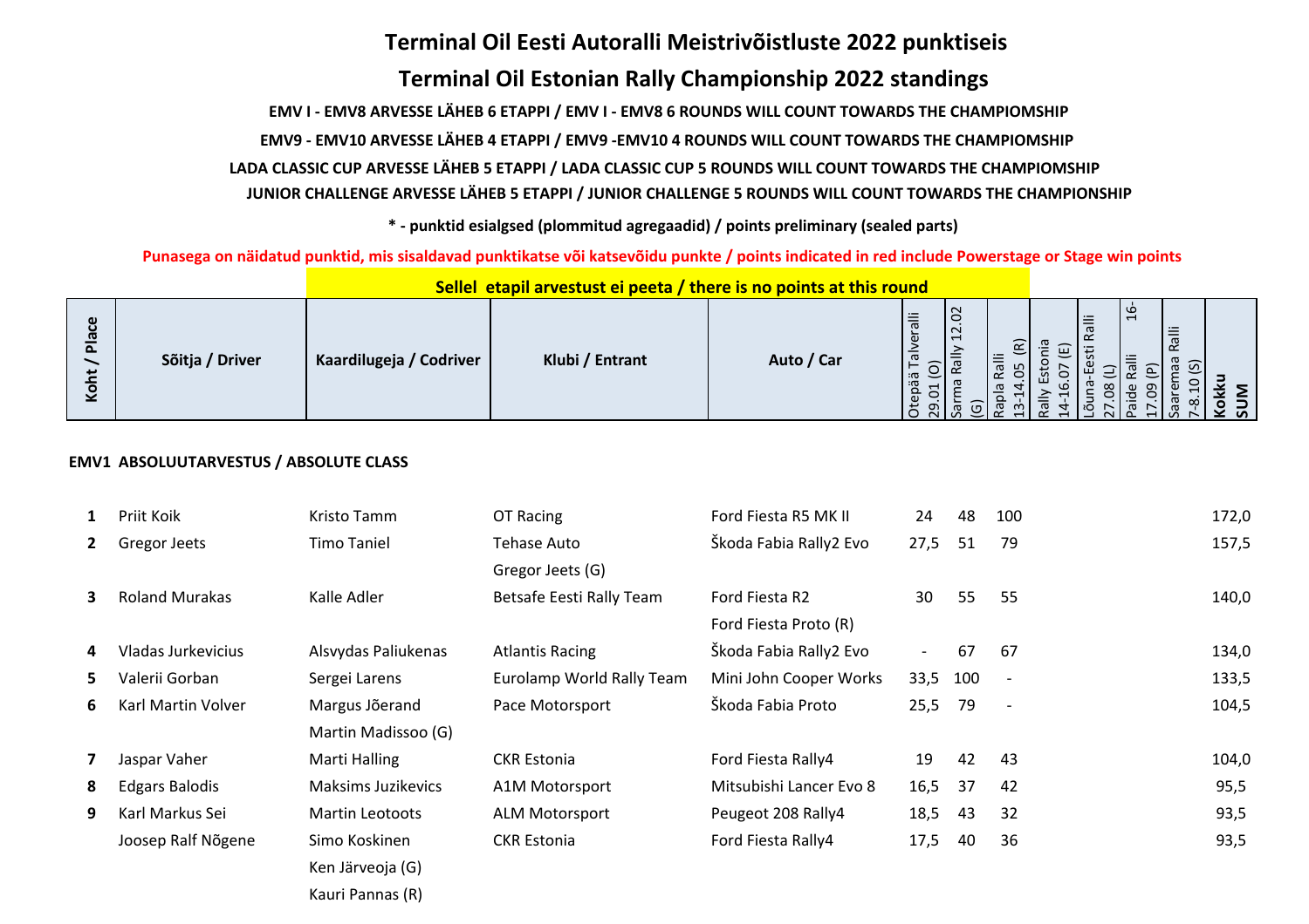# Terminal Oil Eesti Autoralli Meistrivõistluste 2022 punktiseis

## Terminal Oil Estonian Rally Championship 2022 standings

**EMV I - EMV8 ARVESSE LÄHEB 6 ETAPPI / EMV I - EMV8 6 ROUNDS WILL COUNT TOWARDS THE CHAMPIOMSHIP**

**EMV9 - EMV10 ARVESSE LÄHEB 4 ETAPPI / EMV9 -EMV10 4 ROUNDS WILL COUNT TOWARDS THE CHAMPIOMSHIP**

**LADA CLASSIC CUP ARVESSE LÄHEB 5 ETAPPI / LADA CLASSIC CUP 5 ROUNDS WILL COUNT TOWARDS THE CHAMPIOMSHIP**

**JUNIOR CHALLENGE ARVESSE LÄHEB 5 ETAPPI / JUNIOR CHALLENGE 5 ROUNDS WILL COUNT TOWARDS THE CHAMPIONSHIP**

**\* - punktid esialgsed (plommitud agregaadid) / points preliminary (sealed parts)**

**Punasega on näidatud punktid, mis sisaldavad punktikatse või katsevõidu punkte / points indicated in red include Powerstage or Stage win points**

**Sellel etapil arvestust ei peeta / there is no points at this round**

| Koht / Place | Sõitja / Driver | Kaardilugeja / Codriver | Klubi / Entrant | Auto / Car | Otepää Talveralli 29.01 (O) | Sarma Rally 12.02 (G) | Rapla Ralli 13-14.05 (R) | Rally Estonia 14-16.07 (E) | Lõuna-Eesti Ralli 27.08 (L) | Paide Ralli 16-17.09 (P) | Saaremaa Ralli 7-8.10 (S) | Kokku SUM |
|---|---|---|---|---|---|---|---|---|---|---|---|---|
| **EMV1 ABSOLUUTARVESTUS / ABSOLUTE CLASS** | | | | | | | | | | | | |
| 1 | Priit Koik | Kristo Tamm | OT Racing | Ford Fiesta R5 MK II | 24 | 48 | 100 | | | | | 172,0 |
| 2 | Gregor Jeets | Timo Taniel | Tehase Auto<br>Gregor Jeets (G) | Škoda Fabia Rally2 Evo | 27,5 | 51 | 79 | | | | | 157,5 |
| 3 | Roland Murakas | Kalle Adler | Betsafe Eesti Rally Team | Ford Fiesta R2<br>Ford Fiesta Proto (R) | 30 | 55 | 55 | | | | | 140,0 |
| 4 | Vladas Jurkevicius | Alsvydas Paliukenas | Atlantis Racing | Škoda Fabia Rally2 Evo | - | 67 | 67 | | | | | 134,0 |
| 5 | Valerii Gorban | Sergei Larens | Eurolamp World Rally Team | Mini John Cooper Works | 33,5 | 100 | - | | | | | 133,5 |
| 6 | Karl Martin Volver | Margus Jõerand<br>Martin Madissoo (G) | Pace Motorsport | Škoda Fabia Proto | 25,5 | 79 | - | | | | | 104,5 |
| 7 | Jaspar Vaher | Marti Halling | CKR Estonia | Ford Fiesta Rally4 | 19 | 42 | 43 | | | | | 104,0 |
| 8 | Edgars Balodis | Maksims Juzikevics | A1M Motorsport | Mitsubishi Lancer Evo 8 | 16,5 | 37 | 42 | | | | | 95,5 |
| 9 | Karl Markus Sei | Martin Leotoots | ALM Motorsport | Peugeot 208 Rally4 | 18,5 | 43 | 32 | | | | | 93,5 |
| | Joosep Ralf Nõgene | Simo Koskinen<br>Ken Järveoja (G)<br>Kauri Pannas (R) | CKR Estonia | Ford Fiesta Rally4 | 17,5 | 40 | 36 | | | | | 93,5 |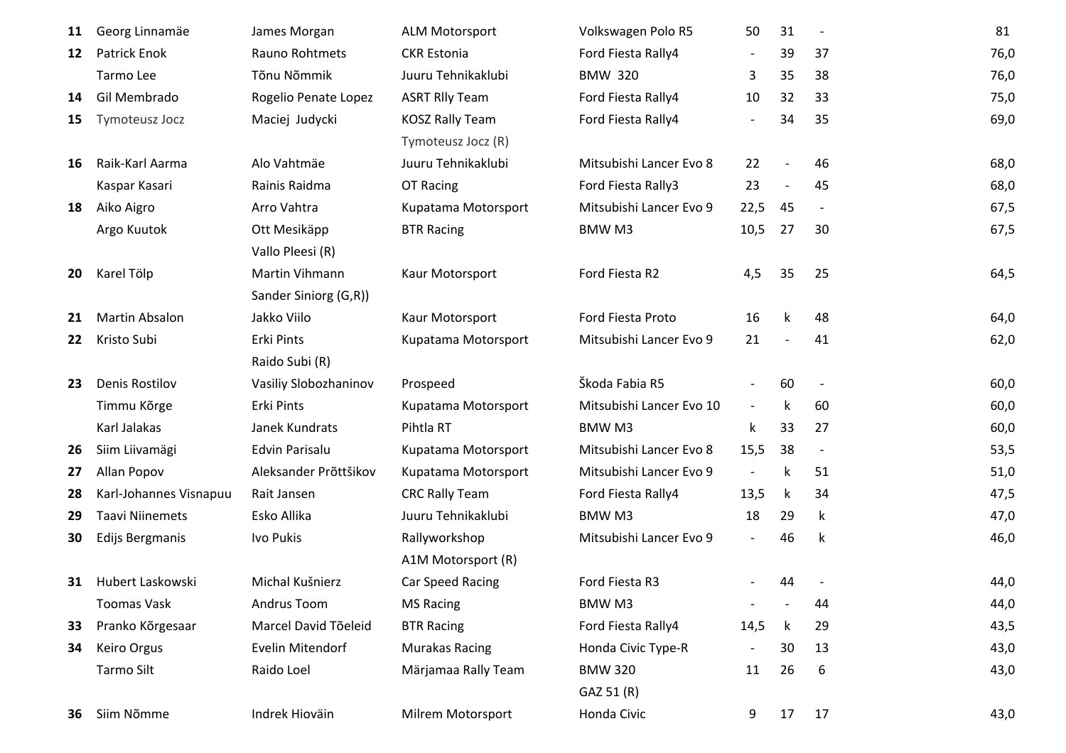| | | | | | | | | |
|---|---|---|---|---|---|---|---|---|
| **11** | Georg Linnamäe | James Morgan | ALM Motorsport | Volkswagen Polo R5 | 50 | 31 | - | 81 |
| **12** | Patrick Enok | Rauno Rohtmets | CKR Estonia | Ford Fiesta Rally4 | - | 39 | 37 | 76,0 |
| | Tarmo Lee | Tõnu Nõmmik | Juuru Tehnikaklubi | BMW 320 | 3 | 35 | 38 | 76,0 |
| **14** | Gil Membrado | Rogelio Penate Lopez | ASRT Rlly Team | Ford Fiesta Rally4 | 10 | 32 | 33 | 75,0 |
| **15** | Tymoteusz Jocz | Maciej Judycki | KOSZ Rally Team | Ford Fiesta Rally4 | - | 34 | 35 | 69,0 |
| | | | Tymoteusz Jocz (R) | | | | | |
| **16** | Raik-Karl Aarma | Alo Vahtmäe | Juuru Tehnikaklubi | Mitsubishi Lancer Evo 8 | 22 | - | 46 | 68,0 |
| | Kaspar Kasari | Rainis Raidma | OT Racing | Ford Fiesta Rally3 | 23 | - | 45 | 68,0 |
| **18** | Aiko Aigro | Arro Vahtra | Kupatama Motorsport | Mitsubishi Lancer Evo 9 | 22,5 | 45 | - | 67,5 |
| | Argo Kuutok | Ott Mesikäpp | BTR Racing | BMW M3 | 10,5 | 27 | 30 | 67,5 |
| | | Vallo Pleesi (R) | | | | | | |
| **20** | Karel Tölp | Martin Vihmann | Kaur Motorsport | Ford Fiesta R2 | 4,5 | 35 | 25 | 64,5 |
| | | Sander Siniorg (G,R)) | | | | | | |
| **21** | Martin Absalon | Jakko Viilo | Kaur Motorsport | Ford Fiesta Proto | 16 | k | 48 | 64,0 |
| **22** | Kristo Subi | Erki Pints | Kupatama Motorsport | Mitsubishi Lancer Evo 9 | 21 | - | 41 | 62,0 |
| | | Raido Subi (R) | | | | | | |
| **23** | Denis Rostilov | Vasiliy Slobozhaninov | Prospeed | Škoda Fabia R5 | - | 60 | - | 60,0 |
| | Timmu Kõrge | Erki Pints | Kupatama Motorsport | Mitsubishi Lancer Evo 10 | - | k | 60 | 60,0 |
| | Karl Jalakas | Janek Kundrats | Pihtla RT | BMW M3 | k | 33 | 27 | 60,0 |
| **26** | Siim Liivamägi | Edvin Parisalu | Kupatama Motorsport | Mitsubishi Lancer Evo 8 | 15,5 | 38 | - | 53,5 |
| **27** | Allan Popov | Aleksander Prõttšikov | Kupatama Motorsport | Mitsubishi Lancer Evo 9 | - | k | 51 | 51,0 |
| **28** | Karl-Johannes Visnapuu | Rait Jansen | CRC Rally Team | Ford Fiesta Rally4 | 13,5 | k | 34 | 47,5 |
| **29** | Taavi Niinemets | Esko Allika | Juuru Tehnikaklubi | BMW M3 | 18 | 29 | k | 47,0 |
| **30** | Edijs Bergmanis | Ivo Pukis | Rallyworkshop | Mitsubishi Lancer Evo 9 | - | 46 | k | 46,0 |
| | | | A1M Motorsport (R) | | | | | |
| **31** | Hubert Laskowski | Michal Kušnierz | Car Speed Racing | Ford Fiesta R3 | - | 44 | - | 44,0 |
| | Toomas Vask | Andrus Toom | MS Racing | BMW M3 | - | - | 44 | 44,0 |
| **33** | Pranko Kõrgesaar | Marcel David Tõeleid | BTR Racing | Ford Fiesta Rally4 | 14,5 | k | 29 | 43,5 |
| **34** | Keiro Orgus | Evelin Mitendorf | Murakas Racing | Honda Civic Type-R | - | 30 | 13 | 43,0 |
| | Tarmo Silt | Raido Loel | Märjamaa Rally Team | BMW 320 | 11 | 26 | 6 | 43,0 |
| | | | | GAZ 51 (R) | | | | |
| **36** | Siim Nõmme | Indrek Hioväin | Milrem Motorsport | Honda Civic | 9 | 17 | 17 | 43,0 |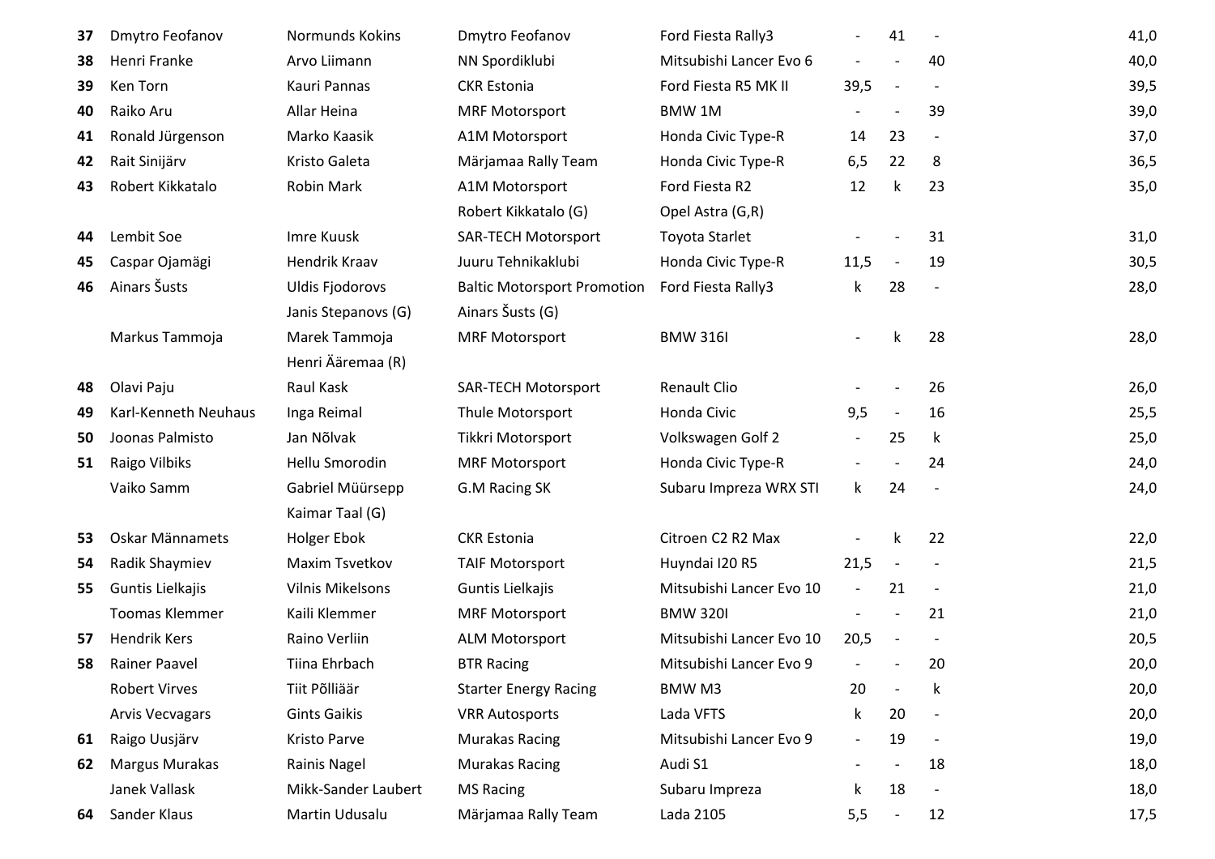| | | | | | | | | |
|---|---|---|---|---|---|---|---|---|
| **37** | Dmytro Feofanov | Normunds Kokins | Dmytro Feofanov | Ford Fiesta Rally3 | - | 41 | - | 41,0 |
| **38** | Henri Franke | Arvo Liimann | NN Spordiklubi | Mitsubishi Lancer Evo 6 | - | - | 40 | 40,0 |
| **39** | Ken Torn | Kauri Pannas | CKR Estonia | Ford Fiesta R5 MK II | 39,5 | - | - | 39,5 |
| **40** | Raiko Aru | Allar Heina | MRF Motorsport | BMW 1M | - | - | 39 | 39,0 |
| **41** | Ronald Jürgenson | Marko Kaasik | A1M Motorsport | Honda Civic Type-R | 14 | 23 | - | 37,0 |
| **42** | Rait Sinijärv | Kristo Galeta | Märjamaa Rally Team | Honda Civic Type-R | 6,5 | 22 | 8 | 36,5 |
| **43** | Robert Kikkatalo | Robin Mark | A1M Motorsport | Ford Fiesta R2 | 12 | k | 23 | 35,0 |
| | | | Robert Kikkatalo (G) | Opel Astra (G,R) | | | | |
| **44** | Lembit Soe | Imre Kuusk | SAR-TECH Motorsport | Toyota Starlet | - | - | 31 | 31,0 |
| **45** | Caspar Ojamägi | Hendrik Kraav | Juuru Tehnikaklubi | Honda Civic Type-R | 11,5 | - | 19 | 30,5 |
| **46** | Ainars Šusts | Uldis Fjodorovs | Baltic Motorsport Promotion | Ford Fiesta Rally3 | k | 28 | - | 28,0 |
| | | Janis Stepanovs (G) | Ainars Šusts (G) | | | | | |
| | Markus Tammoja | Marek Tammoja | MRF Motorsport | BMW 316I | - | k | 28 | 28,0 |
| | | Henri Ääremaa (R) | | | | | | |
| **48** | Olavi Paju | Raul Kask | SAR-TECH Motorsport | Renault Clio | - | - | 26 | 26,0 |
| **49** | Karl-Kenneth Neuhaus | Inga Reimal | Thule Motorsport | Honda Civic | 9,5 | - | 16 | 25,5 |
| **50** | Joonas Palmisto | Jan Nõlvak | Tikkri Motorsport | Volkswagen Golf 2 | - | 25 | k | 25,0 |
| **51** | Raigo Vilbiks | Hellu Smorodin | MRF Motorsport | Honda Civic Type-R | - | - | 24 | 24,0 |
| | Vaiko Samm | Gabriel Müürsepp | G.M Racing SK | Subaru Impreza WRX STI | k | 24 | - | 24,0 |
| | | Kaimar Taal (G) | | | | | | |
| **53** | Oskar Männamets | Holger Ebok | CKR Estonia | Citroen C2 R2 Max | - | k | 22 | 22,0 |
| **54** | Radik Shaymiev | Maxim Tsvetkov | TAIF Motorsport | Huyndai I20 R5 | 21,5 | - | - | 21,5 |
| **55** | Guntis Lielkajis | Vilnis Mikelsons | Guntis Lielkajis | Mitsubishi Lancer Evo 10 | - | 21 | - | 21,0 |
| | Toomas Klemmer | Kaili Klemmer | MRF Motorsport | BMW 320I | - | - | 21 | 21,0 |
| **57** | Hendrik Kers | Raino Verliin | ALM Motorsport | Mitsubishi Lancer Evo 10 | 20,5 | - | - | 20,5 |
| **58** | Rainer Paavel | Tiina Ehrbach | BTR Racing | Mitsubishi Lancer Evo 9 | - | - | 20 | 20,0 |
| | Robert Virves | Tiit Põlliäär | Starter Energy Racing | BMW M3 | 20 | - | k | 20,0 |
| | Arvis Vecvagars | Gints Gaikis | VRR Autosports | Lada VFTS | k | 20 | - | 20,0 |
| **61** | Raigo Uusjärv | Kristo Parve | Murakas Racing | Mitsubishi Lancer Evo 9 | - | 19 | - | 19,0 |
| **62** | Margus Murakas | Rainis Nagel | Murakas Racing | Audi S1 | - | - | 18 | 18,0 |
| | Janek Vallask | Mikk-Sander Laubert | MS Racing | Subaru Impreza | k | 18 | - | 18,0 |
| **64** | Sander Klaus | Martin Udusalu | Märjamaa Rally Team | Lada 2105 | 5,5 | - | 12 | 17,5 |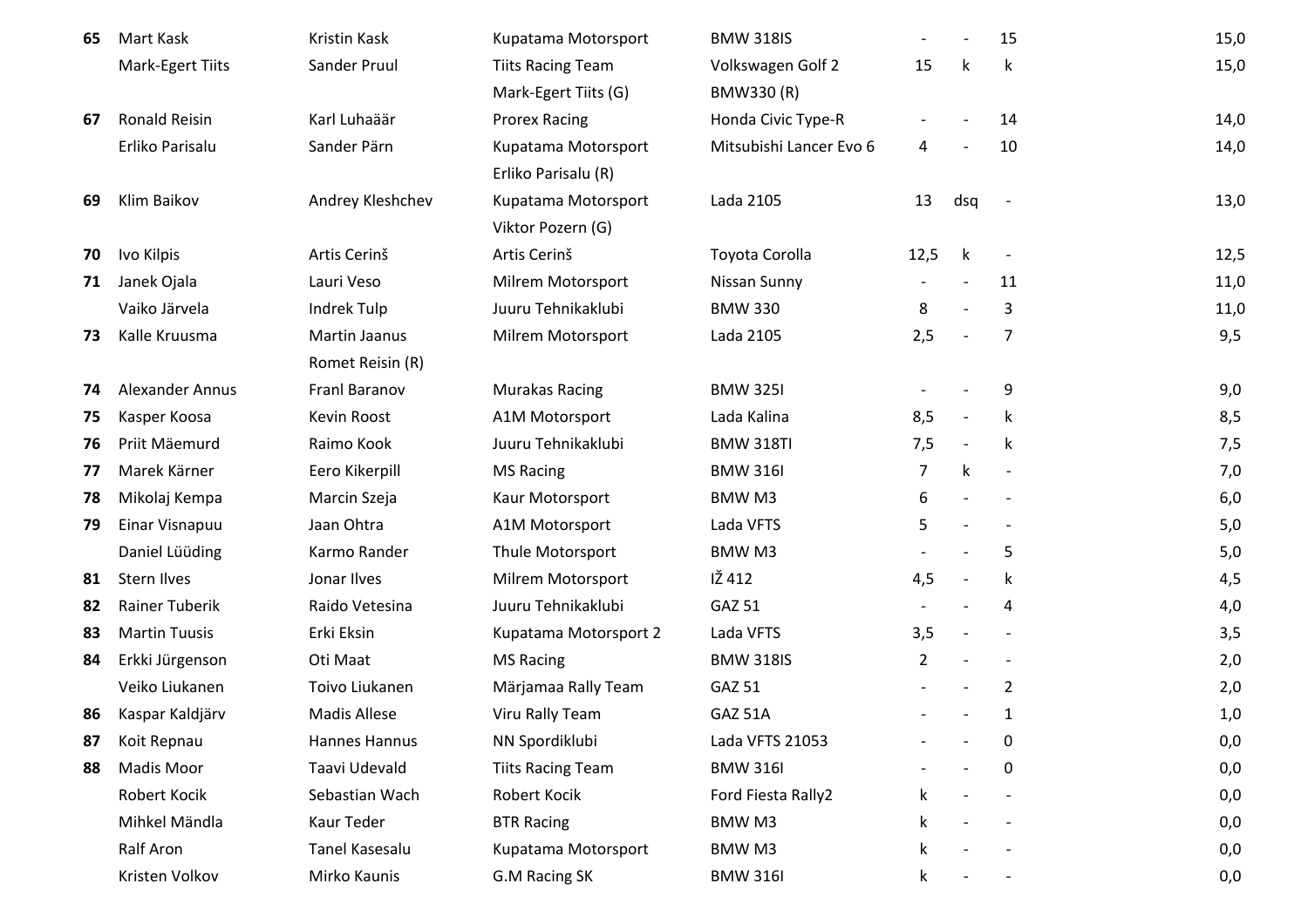| | | | | | | | | |
|---|---|---|---|---|---|---|---|---|
| **65** | Mart Kask | Kristin Kask | Kupatama Motorsport | BMW 318IS | - | - | 15 | 15,0 |
| | Mark-Egert Tiits | Sander Pruul | Tiits Racing Team<br>Mark-Egert Tiits (G) | Volkswagen Golf 2<br>BMW330 (R) | 15 | k | k | 15,0 |
| **67** | Ronald Reisin | Karl Luhaäär | Prorex Racing | Honda Civic Type-R | - | - | 14 | 14,0 |
| | Erliko Parisalu | Sander Pärn | Kupatama Motorsport<br>Erliko Parisalu (R) | Mitsubishi Lancer Evo 6 | 4 | - | 10 | 14,0 |
| **69** | Klim Baikov | Andrey Kleshchev | Kupatama Motorsport<br>Viktor Pozern (G) | Lada 2105 | 13 | dsq | - | 13,0 |
| **70** | Ivo Kilpis | Artis Cerinš | Artis Cerinš | Toyota Corolla | 12,5 | k | - | 12,5 |
| **71** | Janek Ojala | Lauri Veso | Milrem Motorsport | Nissan Sunny | - | - | 11 | 11,0 |
| | Vaiko Järvela | Indrek Tulp | Juuru Tehnikaklubi | BMW 330 | 8 | - | 3 | 11,0 |
| **73** | Kalle Kruusma | Martin Jaanus<br>Romet Reisin (R) | Milrem Motorsport | Lada 2105 | 2,5 | - | 7 | 9,5 |
| **74** | Alexander Annus | Franl Baranov | Murakas Racing | BMW 325I | - | - | 9 | 9,0 |
| **75** | Kasper Koosa | Kevin Roost | A1M Motorsport | Lada Kalina | 8,5 | - | k | 8,5 |
| **76** | Priit Mäemurd | Raimo Kook | Juuru Tehnikaklubi | BMW 318TI | 7,5 | - | k | 7,5 |
| **77** | Marek Kärner | Eero Kikerpill | MS Racing | BMW 316I | 7 | k | - | 7,0 |
| **78** | Mikolaj Kempa | Marcin Szeja | Kaur Motorsport | BMW M3 | 6 | - | - | 6,0 |
| **79** | Einar Visnapuu | Jaan Ohtra | A1M Motorsport | Lada VFTS | 5 | - | - | 5,0 |
| | Daniel Lüüding | Karmo Rander | Thule Motorsport | BMW M3 | - | - | 5 | 5,0 |
| **81** | Stern Ilves | Jonar Ilves | Milrem Motorsport | IŽ 412 | 4,5 | - | k | 4,5 |
| **82** | Rainer Tuberik | Raido Vetesina | Juuru Tehnikaklubi | GAZ 51 | - | - | 4 | 4,0 |
| **83** | Martin Tuusis | Erki Eksin | Kupatama Motorsport 2 | Lada VFTS | 3,5 | - | - | 3,5 |
| **84** | Erkki Jürgenson | Oti Maat | MS Racing | BMW 318IS | 2 | - | - | 2,0 |
| | Veiko Liukanen | Toivo Liukanen | Märjamaa Rally Team | GAZ 51 | - | - | 2 | 2,0 |
| **86** | Kaspar Kaldjärv | Madis Allese | Viru Rally Team | GAZ 51A | - | - | 1 | 1,0 |
| **87** | Koit Repnau | Hannes Hannus | NN Spordiklubi | Lada VFTS 21053 | - | - | 0 | 0,0 |
| **88** | Madis Moor | Taavi Udevald | Tiits Racing Team | BMW 316I | - | - | 0 | 0,0 |
| | Robert Kocik | Sebastian Wach | Robert Kocik | Ford Fiesta Rally2 | k | - | - | 0,0 |
| | Mihkel Mändla | Kaur Teder | BTR Racing | BMW M3 | k | - | - | 0,0 |
| | Ralf Aron | Tanel Kasesalu | Kupatama Motorsport | BMW M3 | k | - | - | 0,0 |
| | Kristen Volkov | Mirko Kaunis | G.M Racing SK | BMW 316I | k | - | - | 0,0 |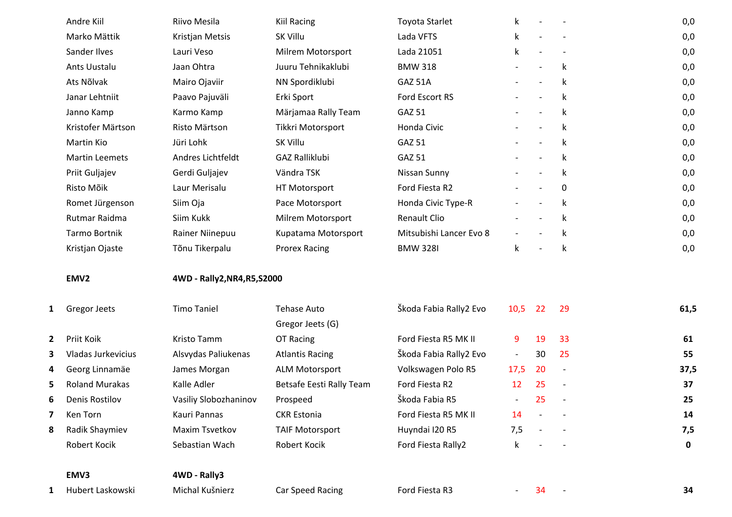| | | | | | | | | |
|---|---|---|---|---|---|---|---|---|
| | Andre Kiil | Riivo Mesila | Kiil Racing | Toyota Starlet | k | - | - | 0,0 |
| | Marko Mättik | Kristjan Metsis | SK Villu | Lada VFTS | k | - | - | 0,0 |
| | Sander Ilves | Lauri Veso | Milrem Motorsport | Lada 21051 | k | - | - | 0,0 |
| | Ants Uustalu | Jaan Ohtra | Juuru Tehnikaklubi | BMW 318 | - | - | k | 0,0 |
| | Ats Nõlvak | Mairo Ojaviir | NN Spordiklubi | GAZ 51A | - | - | k | 0,0 |
| | Janar Lehtniit | Paavo Pajuväli | Erki Sport | Ford Escort RS | - | - | k | 0,0 |
| | Janno Kamp | Karmo Kamp | Märjamaa Rally Team | GAZ 51 | - | - | k | 0,0 |
| | Kristofer Märtson | Risto Märtson | Tikkri Motorsport | Honda Civic | - | - | k | 0,0 |
| | Martin Kio | Jüri Lohk | SK Villu | GAZ 51 | - | - | k | 0,0 |
| | Martin Leemets | Andres Lichtfeldt | GAZ Ralliklubi | GAZ 51 | - | - | k | 0,0 |
| | Priit Guljajev | Gerdi Guljajev | Vändra TSK | Nissan Sunny | - | - | k | 0,0 |
| | Risto Mõik | Laur Merisalu | HT Motorsport | Ford Fiesta R2 | - | - | 0 | 0,0 |
| | Romet Jürgenson | Siim Oja | Pace Motorsport | Honda Civic Type-R | - | - | k | 0,0 |
| | Rutmar Raidma | Siim Kukk | Milrem Motorsport | Renault Clio | - | - | k | 0,0 |
| | Tarmo Bortnik | Rainer Niinepuu | Kupatama Motorsport | Mitsubishi Lancer Evo 8 | - | - | k | 0,0 |
| | Kristjan Ojaste | Tõnu Tikerpalu | Prorex Racing | BMW 328I | k | - | k | 0,0 |

**EMV2** **4WD - Rally2,NR4,R5,S2000**

| | | | | | | | | |
|---|---|---|---|---|---|---|---|---|
| 1 | Gregor Jeets | Timo Taniel | Tehase Auto<br>Gregor Jeets (G) | Škoda Fabia Rally2 Evo | 10,5 | 22 | 29 | **61,5** |
| 2 | Priit Koik | Kristo Tamm | OT Racing | Ford Fiesta R5 MK II | 9 | 19 | 33 | **61** |
| 3 | Vladas Jurkevicius | Alsvydas Paliukenas | Atlantis Racing | Škoda Fabia Rally2 Evo | - | 30 | 25 | **55** |
| 4 | Georg Linnamäe | James Morgan | ALM Motorsport | Volkswagen Polo R5 | 17,5 | 20 | - | **37,5** |
| 5 | Roland Murakas | Kalle Adler | Betsafe Eesti Rally Team | Ford Fiesta R2 | 12 | 25 | - | **37** |
| 6 | Denis Rostilov | Vasiliy Slobozhaninov | Prospeed | Škoda Fabia R5 | - | 25 | - | **25** |
| 7 | Ken Torn | Kauri Pannas | CKR Estonia | Ford Fiesta R5 MK II | 14 | - | - | **14** |
| 8 | Radik Shaymiev | Maxim Tsvetkov | TAIF Motorsport | Huyndai I20 R5 | 7,5 | - | - | **7,5** |
| | Robert Kocik | Sebastian Wach | Robert Kocik | Ford Fiesta Rally2 | k | - | - | **0** |

**EMV3** **4WD - Rally3**

| | | | | | | | | |
|---|---|---|---|---|---|---|---|---|
| 1 | Hubert Laskowski | Michal Kušnierz | Car Speed Racing | Ford Fiesta R3 | - | 34 | - | **34** |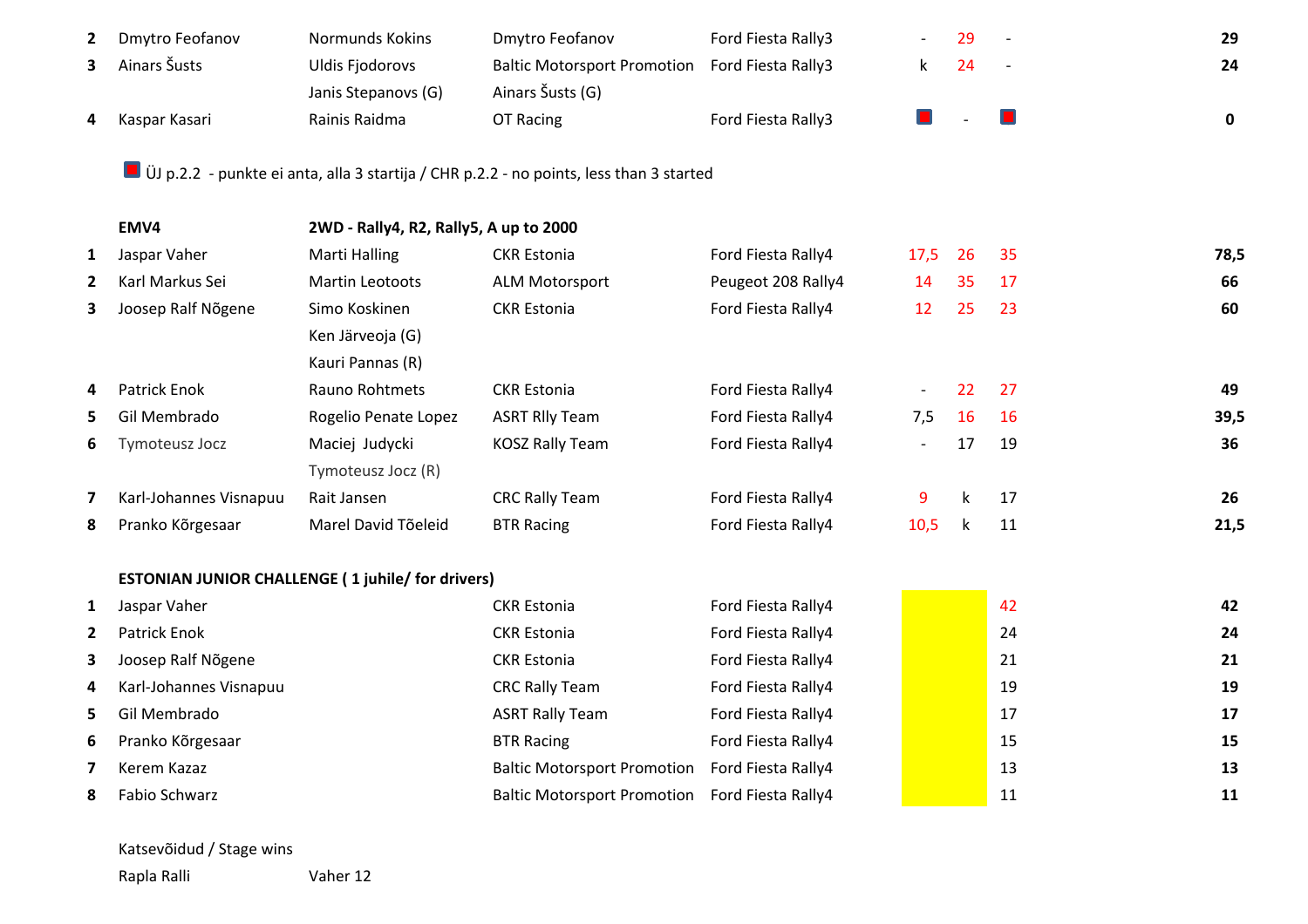| | | | | | | | | |
|---|---|---|---|---|---|---|---|---|
| 2 | Dmytro Feofanov | Normunds Kokins | Dmytro Feofanov | Ford Fiesta Rally3 | - | 29 | - | 29 |
| 3 | Ainars Šusts | Uldis Fjodorovs | Baltic Motorsport Promotion | Ford Fiesta Rally3 | k | 24 | - | 24 |
| | | Janis Stepanovs (G) | Ainars Šusts (G) | | | | | |
| 4 | Kaspar Kasari | Rainis Raidma | OT Racing | Ford Fiesta Rally3 | ■ | - | ■ | 0 |

■ ÜJ p.2.2 - punkte ei anta, alla 3 startija / CHR p.2.2 - no points, less than 3 started

| | EMV4 | 2WD - Rally4, R2, Rally5, A up to 2000 | | | | | | |
|---|---|---|---|---|---|---|---|---|
| 1 | Jaspar Vaher | Marti Halling | CKR Estonia | Ford Fiesta Rally4 | 17,5 | 26 | 35 | 78,5 |
| 2 | Karl Markus Sei | Martin Leotoots | ALM Motorsport | Peugeot 208 Rally4 | 14 | 35 | 17 | 66 |
| 3 | Joosep Ralf Nõgene | Simo Koskinen | CKR Estonia | Ford Fiesta Rally4 | 12 | 25 | 23 | 60 |
| | | Ken Järveoja (G) | | | | | | |
| | | Kauri Pannas (R) | | | | | | |
| 4 | Patrick Enok | Rauno Rohtmets | CKR Estonia | Ford Fiesta Rally4 | - | 22 | 27 | 49 |
| 5 | Gil Membrado | Rogelio Penate Lopez | ASRT Rlly Team | Ford Fiesta Rally4 | 7,5 | 16 | 16 | 39,5 |
| 6 | Tymoteusz Jocz | Maciej Judycki | KOSZ Rally Team | Ford Fiesta Rally4 | - | 17 | 19 | 36 |
| | | Tymoteusz Jocz (R) | | | | | | |
| 7 | Karl-Johannes Visnapuu | Rait Jansen | CRC Rally Team | Ford Fiesta Rally4 | 9 | k | 17 | 26 |
| 8 | Pranko Kõrgesaar | Marel David Tõeleid | BTR Racing | Ford Fiesta Rally4 | 10,5 | k | 11 | 21,5 |

**ESTONIAN JUNIOR CHALLENGE ( 1 juhile/ for drivers)**

| | | | | | |
|---|---|---|---|---|---|
| 1 | Jaspar Vaher | CKR Estonia | Ford Fiesta Rally4 | 42 | 42 |
| 2 | Patrick Enok | CKR Estonia | Ford Fiesta Rally4 | 24 | 24 |
| 3 | Joosep Ralf Nõgene | CKR Estonia | Ford Fiesta Rally4 | 21 | 21 |
| 4 | Karl-Johannes Visnapuu | CRC Rally Team | Ford Fiesta Rally4 | 19 | 19 |
| 5 | Gil Membrado | ASRT Rally Team | Ford Fiesta Rally4 | 17 | 17 |
| 6 | Pranko Kõrgesaar | BTR Racing | Ford Fiesta Rally4 | 15 | 15 |
| 7 | Kerem Kazaz | Baltic Motorsport Promotion | Ford Fiesta Rally4 | 13 | 13 |
| 8 | Fabio Schwarz | Baltic Motorsport Promotion | Ford Fiesta Rally4 | 11 | 11 |

Katsevõidud / Stage wins

Rapla Ralli — Vaher 12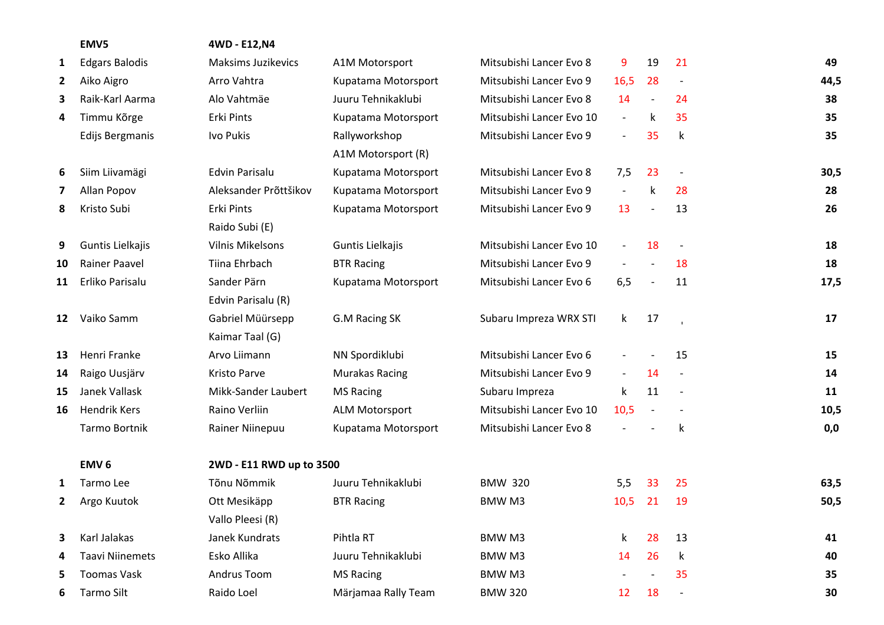| | EMV5 | 4WD - E12,N4 | | | | | | |
|---|---|---|---|---|---|---|---|---|
| 1 | Edgars Balodis | Maksims Juzikevics | A1M Motorsport | Mitsubishi Lancer Evo 8 | 9 | 19 | 21 | 49 |
| 2 | Aiko Aigro | Arro Vahtra | Kupatama Motorsport | Mitsubishi Lancer Evo 9 | 16,5 | 28 | - | 44,5 |
| 3 | Raik-Karl Aarma | Alo Vahtmäe | Juuru Tehnikaklubi | Mitsubishi Lancer Evo 8 | 14 | - | 24 | 38 |
| 4 | Timmu Kõrge | Erki Pints | Kupatama Motorsport | Mitsubishi Lancer Evo 10 | - | k | 35 | 35 |
| | Edijs Bergmanis | Ivo Pukis | Rallyworkshop | Mitsubishi Lancer Evo 9 | - | 35 | k | 35 |
| | | | A1M Motorsport (R) | | | | | |
| 6 | Siim Liivamägi | Edvin Parisalu | Kupatama Motorsport | Mitsubishi Lancer Evo 8 | 7,5 | 23 | - | 30,5 |
| 7 | Allan Popov | Aleksander Prõttšikov | Kupatama Motorsport | Mitsubishi Lancer Evo 9 | - | k | 28 | 28 |
| 8 | Kristo Subi | Erki Pints | Kupatama Motorsport | Mitsubishi Lancer Evo 9 | 13 | - | 13 | 26 |
| | | Raido Subi (E) | | | | | | |
| 9 | Guntis Lielkajis | Vilnis Mikelsons | Guntis Lielkajis | Mitsubishi Lancer Evo 10 | - | 18 | - | 18 |
| 10 | Rainer Paavel | Tiina Ehrbach | BTR Racing | Mitsubishi Lancer Evo 9 | - | - | 18 | 18 |
| 11 | Erliko Parisalu | Sander Pärn | Kupatama Motorsport | Mitsubishi Lancer Evo 6 | 6,5 | - | 11 | 17,5 |
| | | Edvin Parisalu (R) | | | | | | |
| 12 | Vaiko Samm | Gabriel Müürsepp | G.M Racing SK | Subaru Impreza WRX STI | k | 17 | , | 17 |
| | | Kaimar Taal (G) | | | | | | |
| 13 | Henri Franke | Arvo Liimann | NN Spordiklubi | Mitsubishi Lancer Evo 6 | - | - | 15 | 15 |
| 14 | Raigo Uusjärv | Kristo Parve | Murakas Racing | Mitsubishi Lancer Evo 9 | - | 14 | - | 14 |
| 15 | Janek Vallask | Mikk-Sander Laubert | MS Racing | Subaru Impreza | k | 11 | - | 11 |
| 16 | Hendrik Kers | Raino Verliin | ALM Motorsport | Mitsubishi Lancer Evo 10 | 10,5 | - | - | 10,5 |
| | Tarmo Bortnik | Rainer Niinepuu | Kupatama Motorsport | Mitsubishi Lancer Evo 8 | - | - | k | 0,0 |

| | EMV 6 | 2WD - E11 RWD up to 3500 | | | | | | |
|---|---|---|---|---|---|---|---|---|
| 1 | Tarmo Lee | Tõnu Nõmmik | Juuru Tehnikaklubi | BMW 320 | 5,5 | 33 | 25 | 63,5 |
| 2 | Argo Kuutok | Ott Mesikäpp | BTR Racing | BMW M3 | 10,5 | 21 | 19 | 50,5 |
| | | Vallo Pleesi (R) | | | | | | |
| 3 | Karl Jalakas | Janek Kundrats | Pihtla RT | BMW M3 | k | 28 | 13 | 41 |
| 4 | Taavi Niinemets | Esko Allika | Juuru Tehnikaklubi | BMW M3 | 14 | 26 | k | 40 |
| 5 | Toomas Vask | Andrus Toom | MS Racing | BMW M3 | - | - | 35 | 35 |
| 6 | Tarmo Silt | Raido Loel | Märjamaa Rally Team | BMW 320 | 12 | 18 | - | 30 |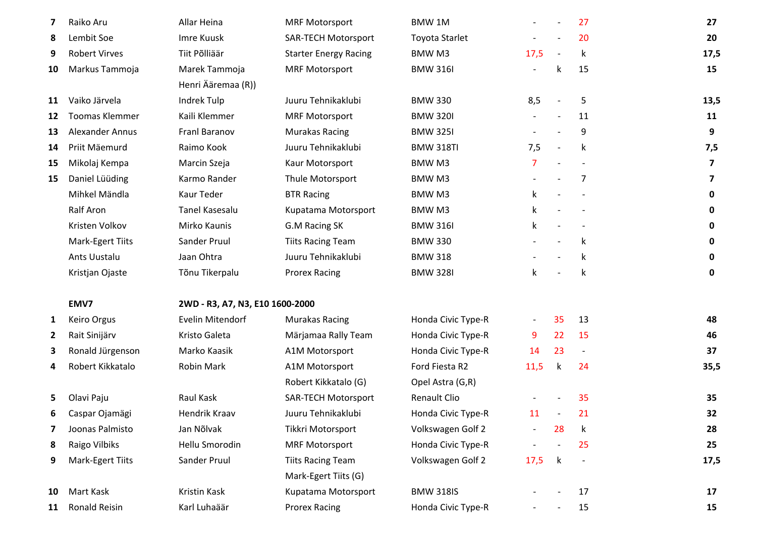| | | | | | | | | |
|---|---|---|---|---|---|---|---|---|
| **7** | Raiko Aru | Allar Heina | MRF Motorsport | BMW 1M | - | - | 27 | **27** |
| **8** | Lembit Soe | Imre Kuusk | SAR-TECH Motorsport | Toyota Starlet | - | - | 20 | **20** |
| **9** | Robert Virves | Tiit Põlliäär | Starter Energy Racing | BMW M3 | 17,5 | - | k | **17,5** |
| **10** | Markus Tammoja | Marek Tammoja | MRF Motorsport | BMW 316I | - | k | 15 | **15** |
| | | Henri Ääremaa (R)) | | | | | | |
| **11** | Vaiko Järvela | Indrek Tulp | Juuru Tehnikaklubi | BMW 330 | 8,5 | - | 5 | **13,5** |
| **12** | Toomas Klemmer | Kaili Klemmer | MRF Motorsport | BMW 320I | - | - | 11 | **11** |
| **13** | Alexander Annus | Franl Baranov | Murakas Racing | BMW 325I | - | - | 9 | **9** |
| **14** | Priit Mäemurd | Raimo Kook | Juuru Tehnikaklubi | BMW 318TI | 7,5 | - | k | **7,5** |
| **15** | Mikolaj Kempa | Marcin Szeja | Kaur Motorsport | BMW M3 | 7 | - | - | **7** |
| **15** | Daniel Lüüding | Karmo Rander | Thule Motorsport | BMW M3 | - | - | 7 | **7** |
| | Mihkel Mändla | Kaur Teder | BTR Racing | BMW M3 | k | - | - | **0** |
| | Ralf Aron | Tanel Kasesalu | Kupatama Motorsport | BMW M3 | k | - | - | **0** |
| | Kristen Volkov | Mirko Kaunis | G.M Racing SK | BMW 316I | k | - | - | **0** |
| | Mark-Egert Tiits | Sander Pruul | Tiits Racing Team | BMW 330 | - | - | k | **0** |
| | Ants Uustalu | Jaan Ohtra | Juuru Tehnikaklubi | BMW 318 | - | - | k | **0** |
| | Kristjan Ojaste | Tõnu Tikerpalu | Prorex Racing | BMW 328I | k | - | k | **0** |

| | **EMV7** | **2WD - R3, A7, N3, E10 1600-2000** | | | | | | |
|---|---|---|---|---|---|---|---|---|
| **1** | Keiro Orgus | Evelin Mitendorf | Murakas Racing | Honda Civic Type-R | - | 35 | 13 | **48** |
| **2** | Rait Sinijärv | Kristo Galeta | Märjamaa Rally Team | Honda Civic Type-R | 9 | 22 | 15 | **46** |
| **3** | Ronald Jürgenson | Marko Kaasik | A1M Motorsport | Honda Civic Type-R | 14 | 23 | - | **37** |
| **4** | Robert Kikkatalo | Robin Mark | A1M Motorsport | Ford Fiesta R2 | 11,5 | k | 24 | **35,5** |
| | | | Robert Kikkatalo (G) | Opel Astra (G,R) | | | | |
| **5** | Olavi Paju | Raul Kask | SAR-TECH Motorsport | Renault Clio | - | - | 35 | **35** |
| **6** | Caspar Ojamägi | Hendrik Kraav | Juuru Tehnikaklubi | Honda Civic Type-R | 11 | - | 21 | **32** |
| **7** | Joonas Palmisto | Jan Nõlvak | Tikkri Motorsport | Volkswagen Golf 2 | - | 28 | k | **28** |
| **8** | Raigo Vilbiks | Hellu Smorodin | MRF Motorsport | Honda Civic Type-R | - | - | 25 | **25** |
| **9** | Mark-Egert Tiits | Sander Pruul | Tiits Racing Team | Volkswagen Golf 2 | 17,5 | k | - | **17,5** |
| | | | Mark-Egert Tiits (G) | | | | | |
| **10** | Mart Kask | Kristin Kask | Kupatama Motorsport | BMW 318IS | - | - | 17 | **17** |
| **11** | Ronald Reisin | Karl Luhaäär | Prorex Racing | Honda Civic Type-R | - | - | 15 | **15** |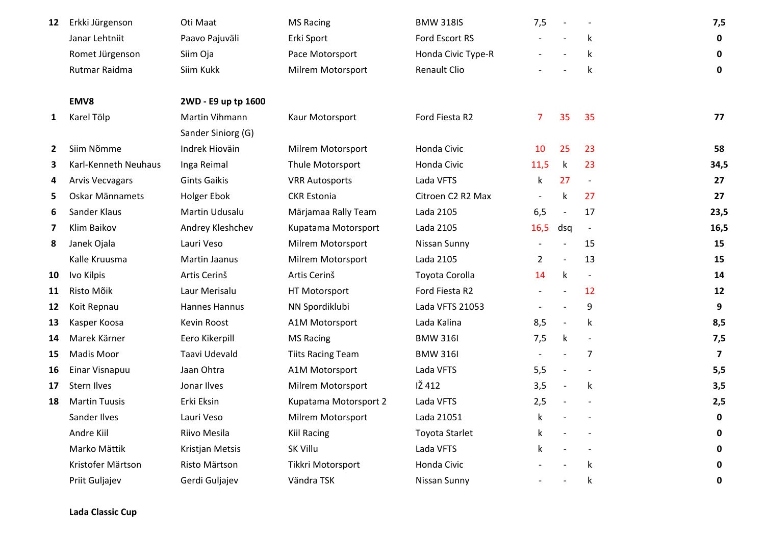| | | | | | | | | |
|---|---|---|---|---|---|---|---|---|
| 12 | Erkki Jürgenson | Oti Maat | MS Racing | BMW 318IS | 7,5 | - | - | **7,5** |
| | Janar Lehtniit | Paavo Pajuväli | Erki Sport | Ford Escort RS | - | - | k | **0** |
| | Romet Jürgenson | Siim Oja | Pace Motorsport | Honda Civic Type-R | - | - | k | **0** |
| | Rutmar Raidma | Siim Kukk | Milrem Motorsport | Renault Clio | - | - | k | **0** |
| | | | | | | | | |
| | **EMV8** | **2WD - E9 up tp 1600** | | | | | | |
| 1 | Karel Tölp | Martin Vihmann<br>Sander Siniorg (G) | Kaur Motorsport | Ford Fiesta R2 | 7 | 35 | 35 | **77** |
| 2 | Siim Nõmme | Indrek Hioväin | Milrem Motorsport | Honda Civic | 10 | 25 | 23 | **58** |
| 3 | Karl-Kenneth Neuhaus | Inga Reimal | Thule Motorsport | Honda Civic | 11,5 | k | 23 | **34,5** |
| 4 | Arvis Vecvagars | Gints Gaikis | VRR Autosports | Lada VFTS | k | 27 | - | **27** |
| 5 | Oskar Männamets | Holger Ebok | CKR Estonia | Citroen C2 R2 Max | - | k | 27 | **27** |
| 6 | Sander Klaus | Martin Udusalu | Märjamaa Rally Team | Lada 2105 | 6,5 | - | 17 | **23,5** |
| 7 | Klim Baikov | Andrey Kleshchev | Kupatama Motorsport | Lada 2105 | 16,5 | dsq | - | **16,5** |
| 8 | Janek Ojala | Lauri Veso | Milrem Motorsport | Nissan Sunny | - | - | 15 | **15** |
| | Kalle Kruusma | Martin Jaanus | Milrem Motorsport | Lada 2105 | 2 | - | 13 | **15** |
| 10 | Ivo Kilpis | Artis Cerinš | Artis Cerinš | Toyota Corolla | 14 | k | - | **14** |
| 11 | Risto Mõik | Laur Merisalu | HT Motorsport | Ford Fiesta R2 | - | - | 12 | **12** |
| 12 | Koit Repnau | Hannes Hannus | NN Spordiklubi | Lada VFTS 21053 | - | - | 9 | **9** |
| 13 | Kasper Koosa | Kevin Roost | A1M Motorsport | Lada Kalina | 8,5 | - | k | **8,5** |
| 14 | Marek Kärner | Eero Kikerpill | MS Racing | BMW 316I | 7,5 | k | - | **7,5** |
| 15 | Madis Moor | Taavi Udevald | Tiits Racing Team | BMW 316I | - | - | 7 | **7** |
| 16 | Einar Visnapuu | Jaan Ohtra | A1M Motorsport | Lada VFTS | 5,5 | - | - | **5,5** |
| 17 | Stern Ilves | Jonar Ilves | Milrem Motorsport | IŽ 412 | 3,5 | - | k | **3,5** |
| 18 | Martin Tuusis | Erki Eksin | Kupatama Motorsport 2 | Lada VFTS | 2,5 | - | - | **2,5** |
| | Sander Ilves | Lauri Veso | Milrem Motorsport | Lada 21051 | k | - | - | **0** |
| | Andre Kiil | Riivo Mesila | Kiil Racing | Toyota Starlet | k | - | - | **0** |
| | Marko Mättik | Kristjan Metsis | SK Villu | Lada VFTS | k | - | - | **0** |
| | Kristofer Märtson | Risto Märtson | Tikkri Motorsport | Honda Civic | - | - | k | **0** |
| | Priit Guljajev | Gerdi Guljajev | Vändra TSK | Nissan Sunny | - | - | k | **0** |

**Lada Classic Cup**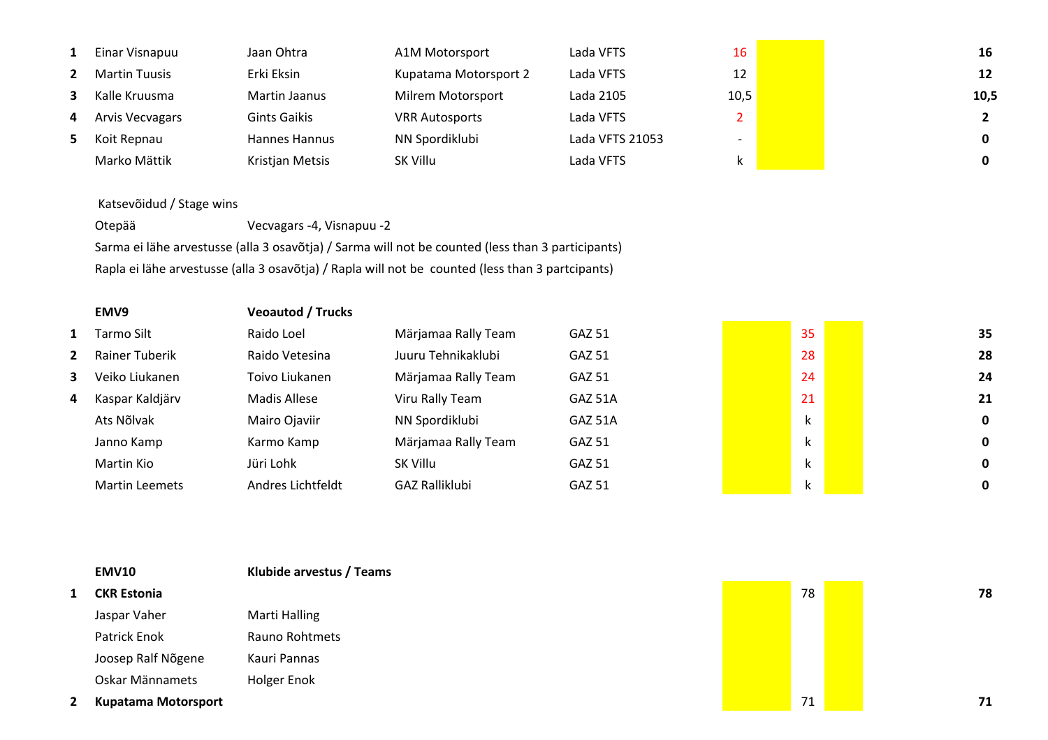| | | | | | | | | |
|---|---|---|---|---|---|---|---|---|
| 1 | Einar Visnapuu | Jaan Ohtra | A1M Motorsport | Lada VFTS | 16 | | | **16** |
| 2 | Martin Tuusis | Erki Eksin | Kupatama Motorsport 2 | Lada VFTS | 12 | | | **12** |
| 3 | Kalle Kruusma | Martin Jaanus | Milrem Motorsport | Lada 2105 | 10,5 | | | **10,5** |
| 4 | Arvis Vecvagars | Gints Gaikis | VRR Autosports | Lada VFTS | 2 | | | **2** |
| 5 | Koit Repnau | Hannes Hannus | NN Spordiklubi | Lada VFTS 21053 | - | | | **0** |
| | Marko Mättik | Kristjan Metsis | SK Villu | Lada VFTS | k | | | **0** |

Katsevõidud / Stage wins

Otepää — Vecvagars -4, Visnapuu -2

Sarma ei lähe arvestusse (alla 3 osavõtja) / Sarma will not be counted (less than 3 participants)

Rapla ei lähe arvestusse (alla 3 osavõtja) / Rapla will not be counted (less than 3 partcipants)

### EMV9 — Veoautod / Trucks

| | | | | | | | | |
|---|---|---|---|---|---|---|---|---|
| 1 | Tarmo Silt | Raido Loel | Märjamaa Rally Team | GAZ 51 | | 35 | | **35** |
| 2 | Rainer Tuberik | Raido Vetesina | Juuru Tehnikaklubi | GAZ 51 | | 28 | | **28** |
| 3 | Veiko Liukanen | Toivo Liukanen | Märjamaa Rally Team | GAZ 51 | | 24 | | **24** |
| 4 | Kaspar Kaldjärv | Madis Allese | Viru Rally Team | GAZ 51A | | 21 | | **21** |
| | Ats Nõlvak | Mairo Ojaviir | NN Spordiklubi | GAZ 51A | | k | | **0** |
| | Janno Kamp | Karmo Kamp | Märjamaa Rally Team | GAZ 51 | | k | | **0** |
| | Martin Kio | Jüri Lohk | SK Villu | GAZ 51 | | k | | **0** |
| | Martin Leemets | Andres Lichtfeldt | GAZ Ralliklubi | GAZ 51 | | k | | **0** |

### EMV10 — Klubide arvestus / Teams

| | | | | | |
|---|---|---|---|---|---|
| 1 | **CKR Estonia** | | | 78 | **78** |
| | Jaspar Vaher | Marti Halling | | | |
| | Patrick Enok | Rauno Rohtmets | | | |
| | Joosep Ralf Nõgene | Kauri Pannas | | | |
| | Oskar Männamets | Holger Enok | | | |
| 2 | **Kupatama Motorsport** | | | 71 | **71** |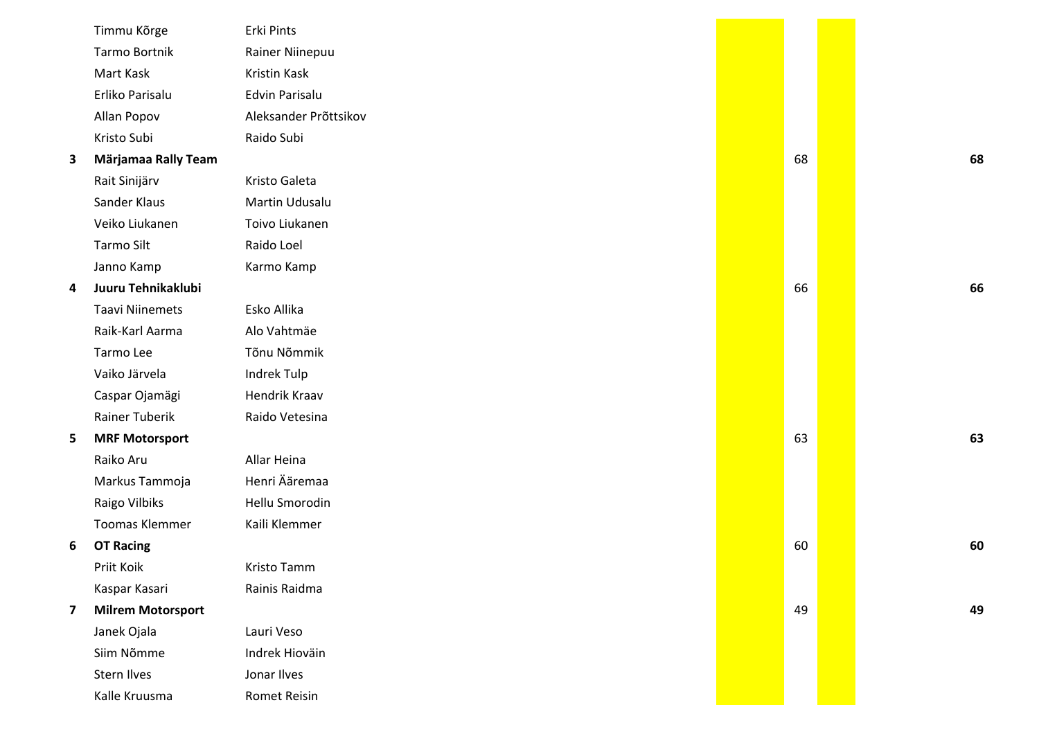| | | | | | | |
|---|---|---|---|---|---|---|
| | Timmu Kõrge | Erki Pints | | | | |
| | Tarmo Bortnik | Rainer Niinepuu | | | | |
| | Mart Kask | Kristin Kask | | | | |
| | Erliko Parisalu | Edvin Parisalu | | | | |
| | Allan Popov | Aleksander Prõttsikov | | | | |
| | Kristo Subi | Raido Subi | | | | |
| **3** | **Märjamaa Rally Team** | | | 68 | | **68** |
| | Rait Sinijärv | Kristo Galeta | | | | |
| | Sander Klaus | Martin Udusalu | | | | |
| | Veiko Liukanen | Toivo Liukanen | | | | |
| | Tarmo Silt | Raido Loel | | | | |
| | Janno Kamp | Karmo Kamp | | | | |
| **4** | **Juuru Tehnikaklubi** | | | 66 | | **66** |
| | Taavi Niinemets | Esko Allika | | | | |
| | Raik-Karl Aarma | Alo Vahtmäe | | | | |
| | Tarmo Lee | Tõnu Nõmmik | | | | |
| | Vaiko Järvela | Indrek Tulp | | | | |
| | Caspar Ojamägi | Hendrik Kraav | | | | |
| | Rainer Tuberik | Raido Vetesina | | | | |
| **5** | **MRF Motorsport** | | | 63 | | **63** |
| | Raiko Aru | Allar Heina | | | | |
| | Markus Tammoja | Henri Ääremaa | | | | |
| | Raigo Vilbiks | Hellu Smorodin | | | | |
| | Toomas Klemmer | Kaili Klemmer | | | | |
| **6** | **OT Racing** | | | 60 | | **60** |
| | Priit Koik | Kristo Tamm | | | | |
| | Kaspar Kasari | Rainis Raidma | | | | |
| **7** | **Milrem Motorsport** | | | 49 | | **49** |
| | Janek Ojala | Lauri Veso | | | | |
| | Siim Nõmme | Indrek Hioväin | | | | |
| | Stern Ilves | Jonar Ilves | | | | |
| | Kalle Kruusma | Romet Reisin | | | | |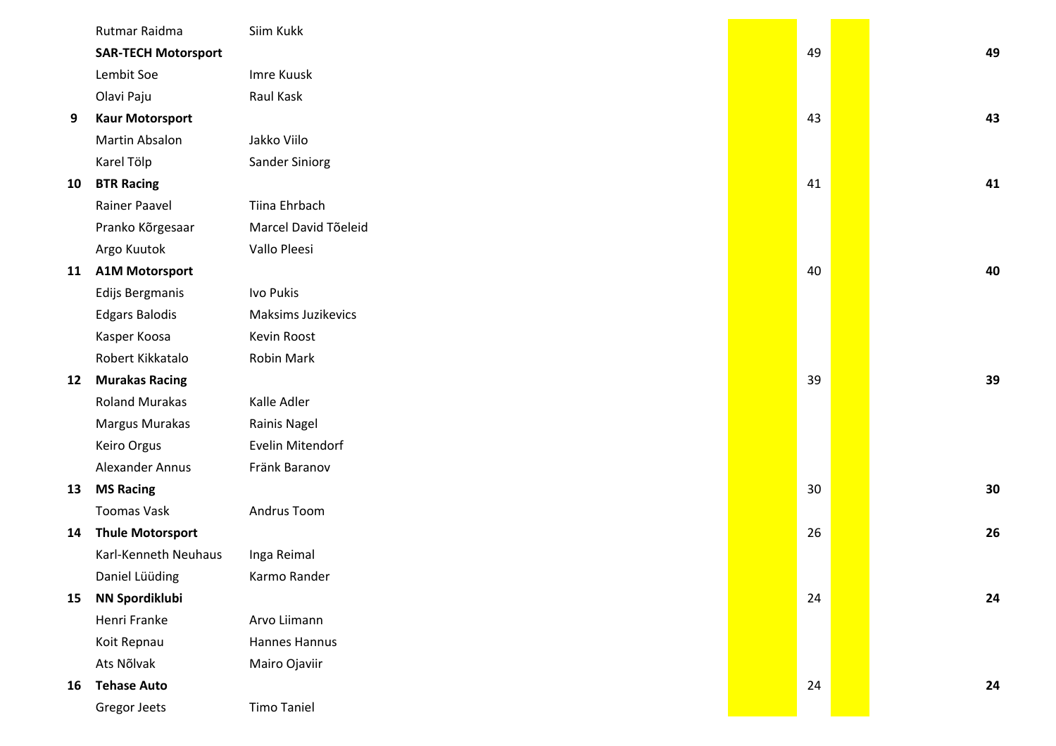| Pos | Team / Driver | Driver | | Points | | Total |
|---|---|---|---|---|---|---|
| | Rutmar Raidma | Siim Kukk | | | | |
| | **SAR-TECH Motorsport** | | | 49 | | **49** |
| | Lembit Soe | Imre Kuusk | | | | |
| | Olavi Paju | Raul Kask | | | | |
| **9** | **Kaur Motorsport** | | | 43 | | **43** |
| | Martin Absalon | Jakko Viilo | | | | |
| | Karel Tölp | Sander Siniorg | | | | |
| **10** | **BTR Racing** | | | 41 | | **41** |
| | Rainer Paavel | Tiina Ehrbach | | | | |
| | Pranko Kõrgesaar | Marcel David Tõeleid | | | | |
| | Argo Kuutok | Vallo Pleesi | | | | |
| **11** | **A1M Motorsport** | | | 40 | | **40** |
| | Edijs Bergmanis | Ivo Pukis | | | | |
| | Edgars Balodis | Maksims Juzikevics | | | | |
| | Kasper Koosa | Kevin Roost | | | | |
| | Robert Kikkatalo | Robin Mark | | | | |
| **12** | **Murakas Racing** | | | 39 | | **39** |
| | Roland Murakas | Kalle Adler | | | | |
| | Margus Murakas | Rainis Nagel | | | | |
| | Keiro Orgus | Evelin Mitendorf | | | | |
| | Alexander Annus | Fränk Baranov | | | | |
| **13** | **MS Racing** | | | 30 | | **30** |
| | Toomas Vask | Andrus Toom | | | | |
| **14** | **Thule Motorsport** | | | 26 | | **26** |
| | Karl-Kenneth Neuhaus | Inga Reimal | | | | |
| | Daniel Lüüding | Karmo Rander | | | | |
| **15** | **NN Spordiklubi** | | | 24 | | **24** |
| | Henri Franke | Arvo Liimann | | | | |
| | Koit Repnau | Hannes Hannus | | | | |
| | Ats Nõlvak | Mairo Ojaviir | | | | |
| **16** | **Tehase Auto** | | | 24 | | **24** |
| | Gregor Jeets | Timo Taniel | | | | |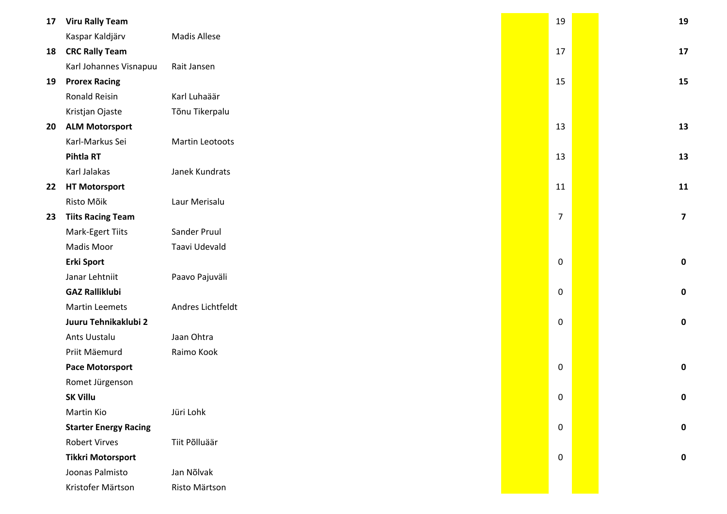| | | | | | | |
|---|---|---|---|---|---|---|
| **17** | **Viru Rally Team** | | | 19 | | **19** |
| | Kaspar Kaldjärv | Madis Allese | | | | |
| **18** | **CRC Rally Team** | | | 17 | | **17** |
| | Karl Johannes Visnapuu | Rait Jansen | | | | |
| **19** | **Prorex Racing** | | | 15 | | **15** |
| | Ronald Reisin | Karl Luhaäär | | | | |
| | Kristjan Ojaste | Tõnu Tikerpalu | | | | |
| **20** | **ALM Motorsport** | | | 13 | | **13** |
| | Karl-Markus Sei | Martin Leotoots | | | | |
| | **Pihtla RT** | | | 13 | | **13** |
| | Karl Jalakas | Janek Kundrats | | | | |
| **22** | **HT Motorsport** | | | 11 | | **11** |
| | Risto Mõik | Laur Merisalu | | | | |
| **23** | **Tiits Racing Team** | | | 7 | | **7** |
| | Mark-Egert Tiits | Sander Pruul | | | | |
| | Madis Moor | Taavi Udevald | | | | |
| | **Erki Sport** | | | 0 | | **0** |
| | Janar Lehtniit | Paavo Pajuväli | | | | |
| | **GAZ Ralliklubi** | | | 0 | | **0** |
| | Martin Leemets | Andres Lichtfeldt | | | | |
| | **Juuru Tehnikaklubi 2** | | | 0 | | **0** |
| | Ants Uustalu | Jaan Ohtra | | | | |
| | Priit Mäemurd | Raimo Kook | | | | |
| | **Pace Motorsport** | | | 0 | | **0** |
| | Romet Jürgenson | | | | | |
| | **SK Villu** | | | 0 | | **0** |
| | Martin Kio | Jüri Lohk | | | | |
| | **Starter Energy Racing** | | | 0 | | **0** |
| | Robert Virves | Tiit Põlluäär | | | | |
| | **Tikkri Motorsport** | | | 0 | | **0** |
| | Joonas Palmisto | Jan Nõlvak | | | | |
| | Kristofer Märtson | Risto Märtson | | | | |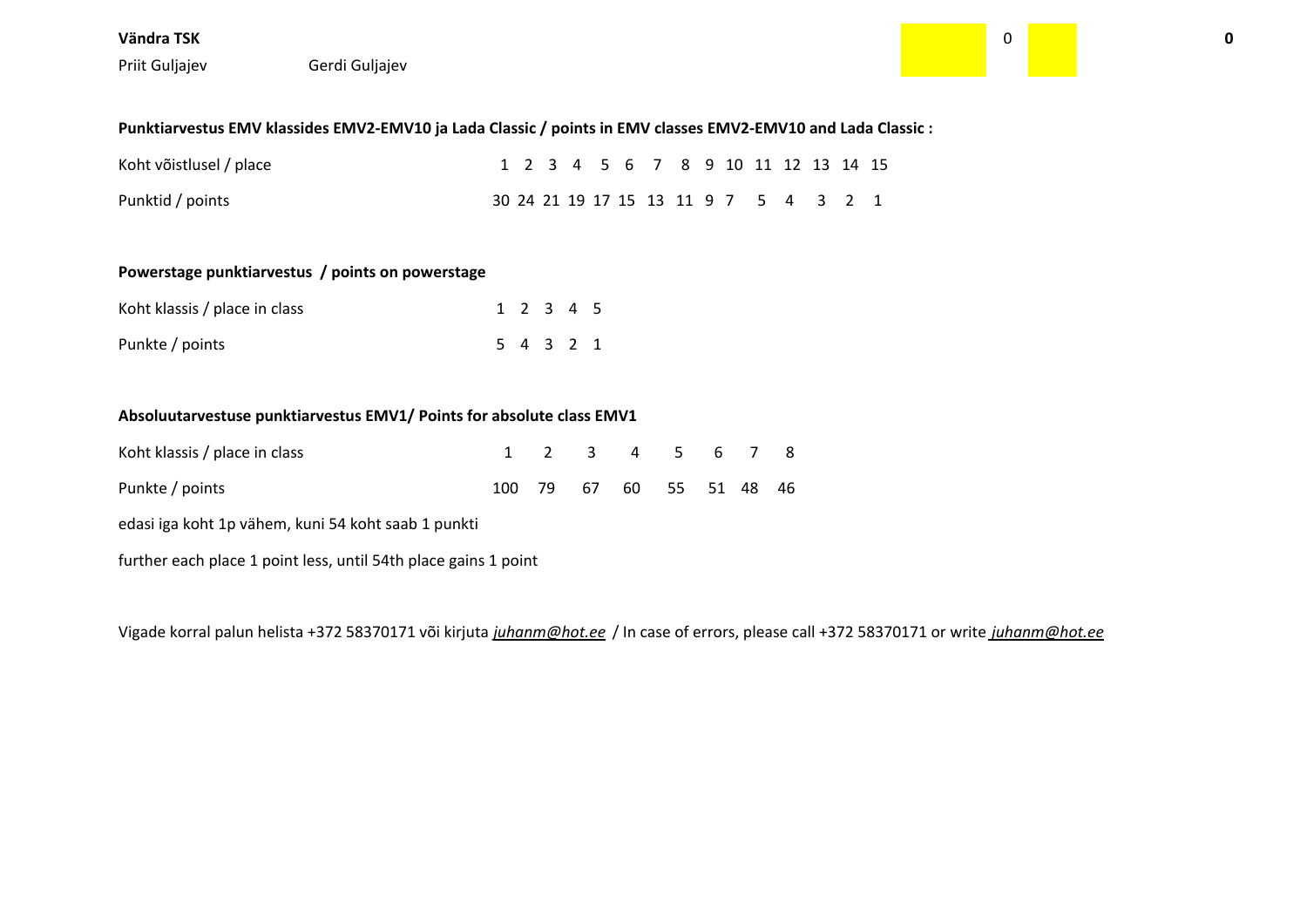**Vändra TSK** 0 **0**

Priit Guljajev Gerdi Guljajev

**Punktiarvestus EMV klassides EMV2-EMV10 ja Lada Classic / points in EMV classes EMV2-EMV10 and Lada Classic :**

| | | | | | | | | | | | | | | | |
|---|---|---|---|---|---|---|---|---|---|---|---|---|---|---|---|
| Koht võistlusel / place | 1 | 2 | 3 | 4 | 5 | 6 | 7 | 8 | 9 | 10 | 11 | 12 | 13 | 14 | 15 |
| Punktid / points | 30 | 24 | 21 | 19 | 17 | 15 | 13 | 11 | 9 | 7 | 5 | 4 | 3 | 2 | 1 |

**Powerstage punktiarvestus / points on powerstage**

| | | | | | |
|---|---|---|---|---|---|
| Koht klassis / place in class | 1 | 2 | 3 | 4 | 5 |
| Punkte / points | 5 | 4 | 3 | 2 | 1 |

**Absoluutarvestuse punktiarvestus EMV1/ Points for absolute class EMV1**

| | | | | | | | | |
|---|---|---|---|---|---|---|---|---|
| Koht klassis / place in class | 1 | 2 | 3 | 4 | 5 | 6 | 7 | 8 |
| Punkte / points | 100 | 79 | 67 | 60 | 55 | 51 | 48 | 46 |

edasi iga koht 1p vähem, kuni 54 koht saab 1 punkti

further each place 1 point less, until 54th place gains 1 point

Vigade korral palun helista +372 58370171 või kirjuta *juhanm@hot.ee* / In case of errors, please call +372 58370171 or write *juhanm@hot.ee*